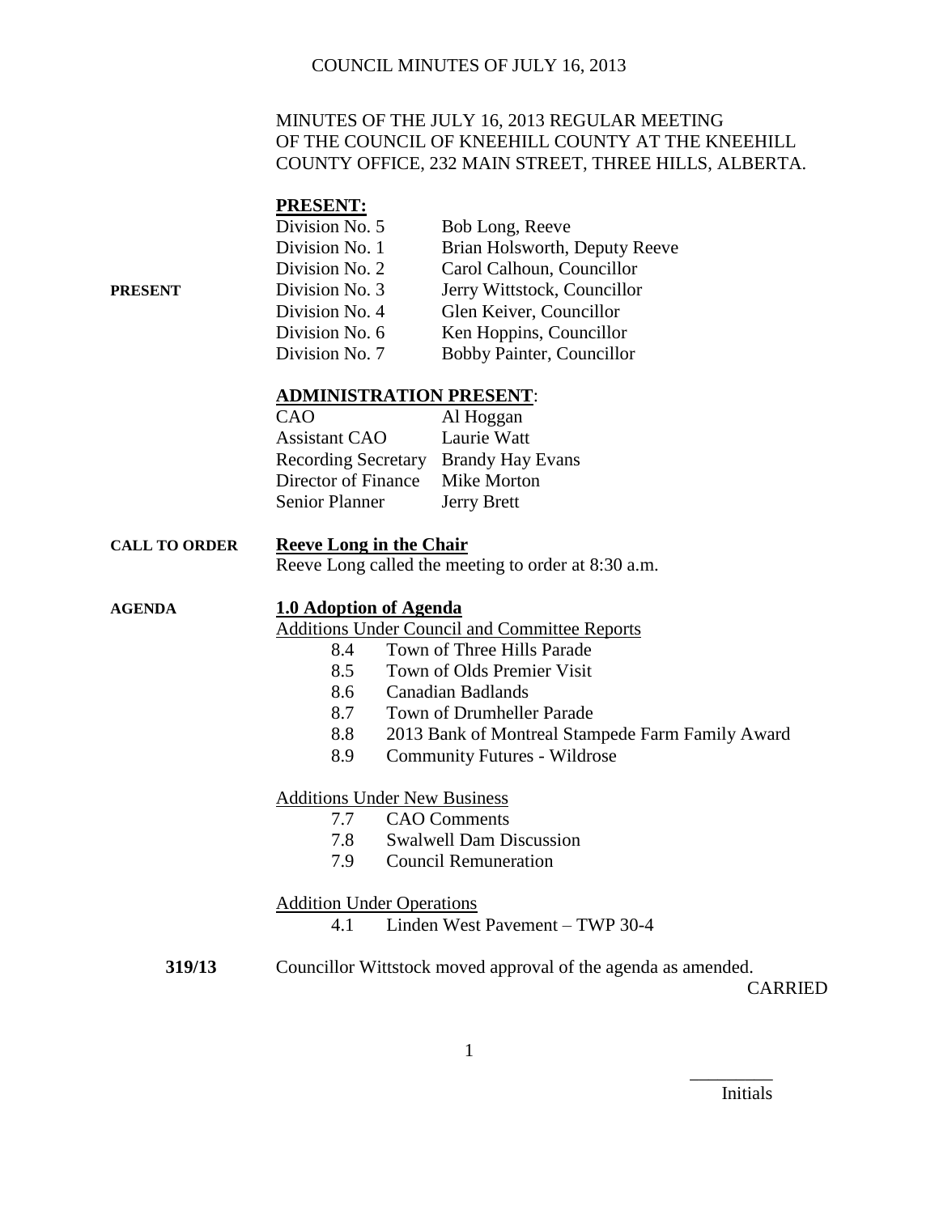COUNCIL MINUTES OF JULY 16, 2013

MINUTES OF THE JULY 16, 2013 REGULAR MEETING OF THE COUNCIL OF KNEEHILL COUNTY AT THE KNEEHILL COUNTY OFFICE, 232 MAIN STREET, THREE HILLS, ALBERTA.

**PRESENT:**

**PRESENT**

| | |
|---|---|
| Division No. 5 | Bob Long, Reeve |
| Division No. 1 | Brian Holsworth, Deputy Reeve |
| Division No. 2 | Carol Calhoun, Councillor |
| Division No. 3 | Jerry Wittstock, Councillor |
| Division No. 4 | Glen Keiver, Councillor |
| Division No. 6 | Ken Hoppins, Councillor |
| Division No. 7 | Bobby Painter, Councillor |

**ADMINISTRATION PRESENT:**

| | |
|---|---|
| CAO | Al Hoggan |
| Assistant CAO | Laurie Watt |
| Recording Secretary | Brandy Hay Evans |
| Director of Finance | Mike Morton |
| Senior Planner | Jerry Brett |

**CALL TO ORDER**

**Reeve Long in the Chair**

Reeve Long called the meeting to order at 8:30 a.m.

**AGENDA**

**1.0 Adoption of Agenda**

Additions Under Council and Committee Reports

- 8.4 Town of Three Hills Parade
- 8.5 Town of Olds Premier Visit
- 8.6 Canadian Badlands
- 8.7 Town of Drumheller Parade
- 8.8 2013 Bank of Montreal Stampede Farm Family Award
- 8.9 Community Futures - Wildrose

Additions Under New Business

- 7.7 CAO Comments
- 7.8 Swalwell Dam Discussion
- 7.9 Council Remuneration

Addition Under Operations

- 4.1 Linden West Pavement – TWP 30-4

**319/13** Councillor Wittstock moved approval of the agenda as amended.

CARRIED

Initials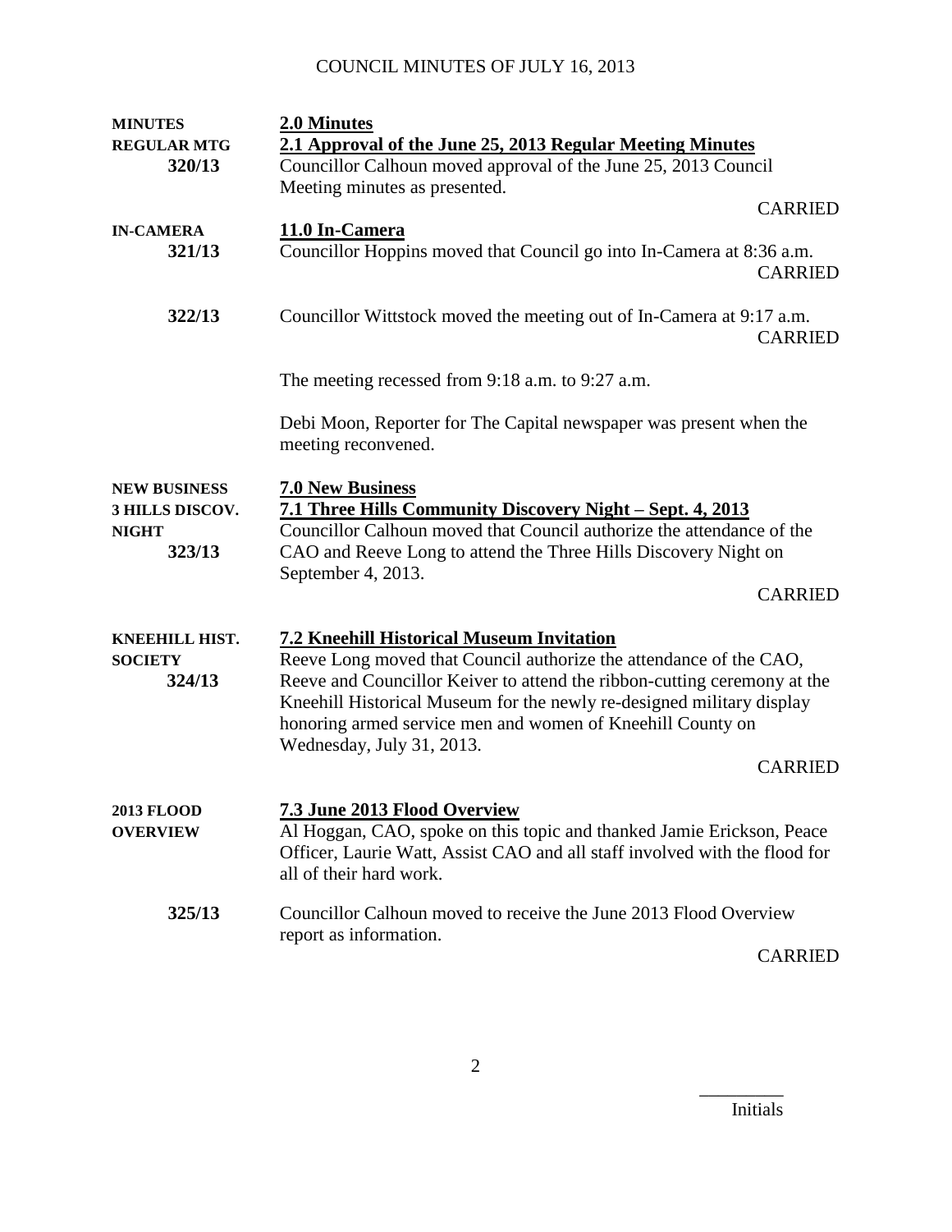COUNCIL MINUTES OF JULY 16, 2013

**MINUTES**
**REGULAR MTG**
**320/13**

**2.0 Minutes**

**2.1 Approval of the June 25, 2013 Regular Meeting Minutes**

Councillor Calhoun moved approval of the June 25, 2013 Council Meeting minutes as presented.

CARRIED

**IN-CAMERA**
**321/13**

**11.0 In-Camera**

Councillor Hoppins moved that Council go into In-Camera at 8:36 a.m.

CARRIED

**322/13**

Councillor Wittstock moved the meeting out of In-Camera at 9:17 a.m.

CARRIED

The meeting recessed from 9:18 a.m. to 9:27 a.m.

Debi Moon, Reporter for The Capital newspaper was present when the meeting reconvened.

**NEW BUSINESS**
**3 HILLS DISCOV. NIGHT**
**323/13**

**7.0 New Business**

**7.1 Three Hills Community Discovery Night – Sept. 4, 2013**

Councillor Calhoun moved that Council authorize the attendance of the CAO and Reeve Long to attend the Three Hills Discovery Night on September 4, 2013.

CARRIED

**KNEEHILL HIST. SOCIETY**
**324/13**

**7.2 Kneehill Historical Museum Invitation**

Reeve Long moved that Council authorize the attendance of the CAO, Reeve and Councillor Keiver to attend the ribbon-cutting ceremony at the Kneehill Historical Museum for the newly re-designed military display honoring armed service men and women of Kneehill County on Wednesday, July 31, 2013.

CARRIED

**2013 FLOOD OVERVIEW**

**7.3 June 2013 Flood Overview**

Al Hoggan, CAO, spoke on this topic and thanked Jamie Erickson, Peace Officer, Laurie Watt, Assist CAO and all staff involved with the flood for all of their hard work.

**325/13**

Councillor Calhoun moved to receive the June 2013 Flood Overview report as information.

CARRIED

_________
Initials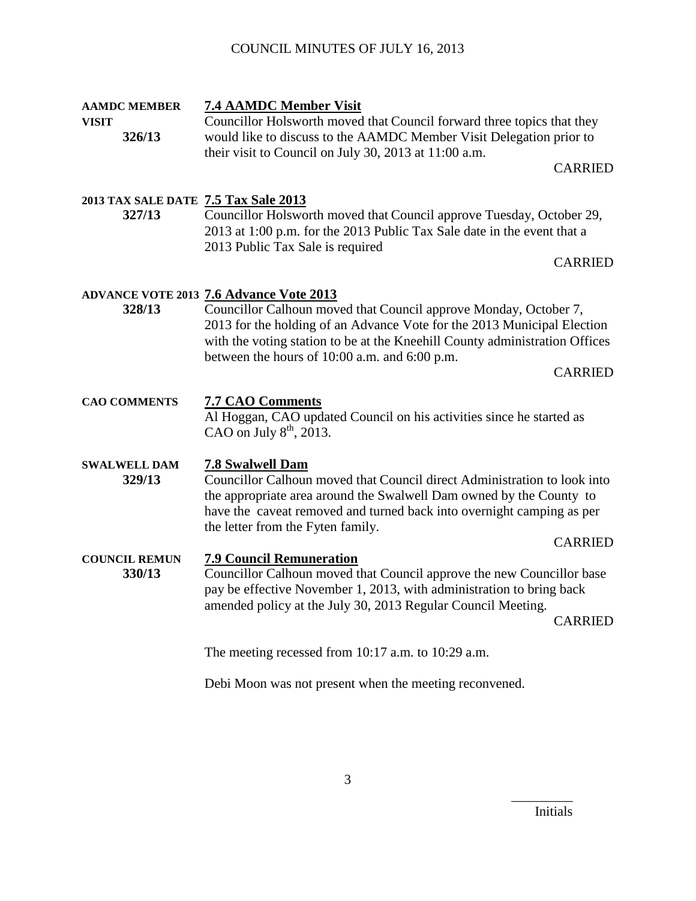**AAMDC MEMBER VISIT**
**326/13**

**7.4 AAMDC Member Visit**

Councillor Holsworth moved that Council forward three topics that they would like to discuss to the AAMDC Member Visit Delegation prior to their visit to Council on July 30, 2013 at 11:00 a.m.

CARRIED

**2013 TAX SALE DATE**
**327/13**

**7.5 Tax Sale 2013**

Councillor Holsworth moved that Council approve Tuesday, October 29, 2013 at 1:00 p.m. for the 2013 Public Tax Sale date in the event that a 2013 Public Tax Sale is required

CARRIED

**ADVANCE VOTE 2013**
**328/13**

**7.6 Advance Vote 2013**

Councillor Calhoun moved that Council approve Monday, October 7, 2013 for the holding of an Advance Vote for the 2013 Municipal Election with the voting station to be at the Kneehill County administration Offices between the hours of 10:00 a.m. and 6:00 p.m.

CARRIED

**CAO COMMENTS**

**7.7 CAO Comments**

Al Hoggan, CAO updated Council on his activities since he started as CAO on July 8th, 2013.

**SWALWELL DAM**
**329/13**

**7.8 Swalwell Dam**

Councillor Calhoun moved that Council direct Administration to look into the appropriate area around the Swalwell Dam owned by the County to have the caveat removed and turned back into overnight camping as per the letter from the Fyten family.

CARRIED

**COUNCIL REMUN**
**330/13**

**7.9 Council Remuneration**

Councillor Calhoun moved that Council approve the new Councillor base pay be effective November 1, 2013, with administration to bring back amended policy at the July 30, 2013 Regular Council Meeting.

CARRIED

The meeting recessed from 10:17 a.m. to 10:29 a.m.

Debi Moon was not present when the meeting reconvened.

_________
Initials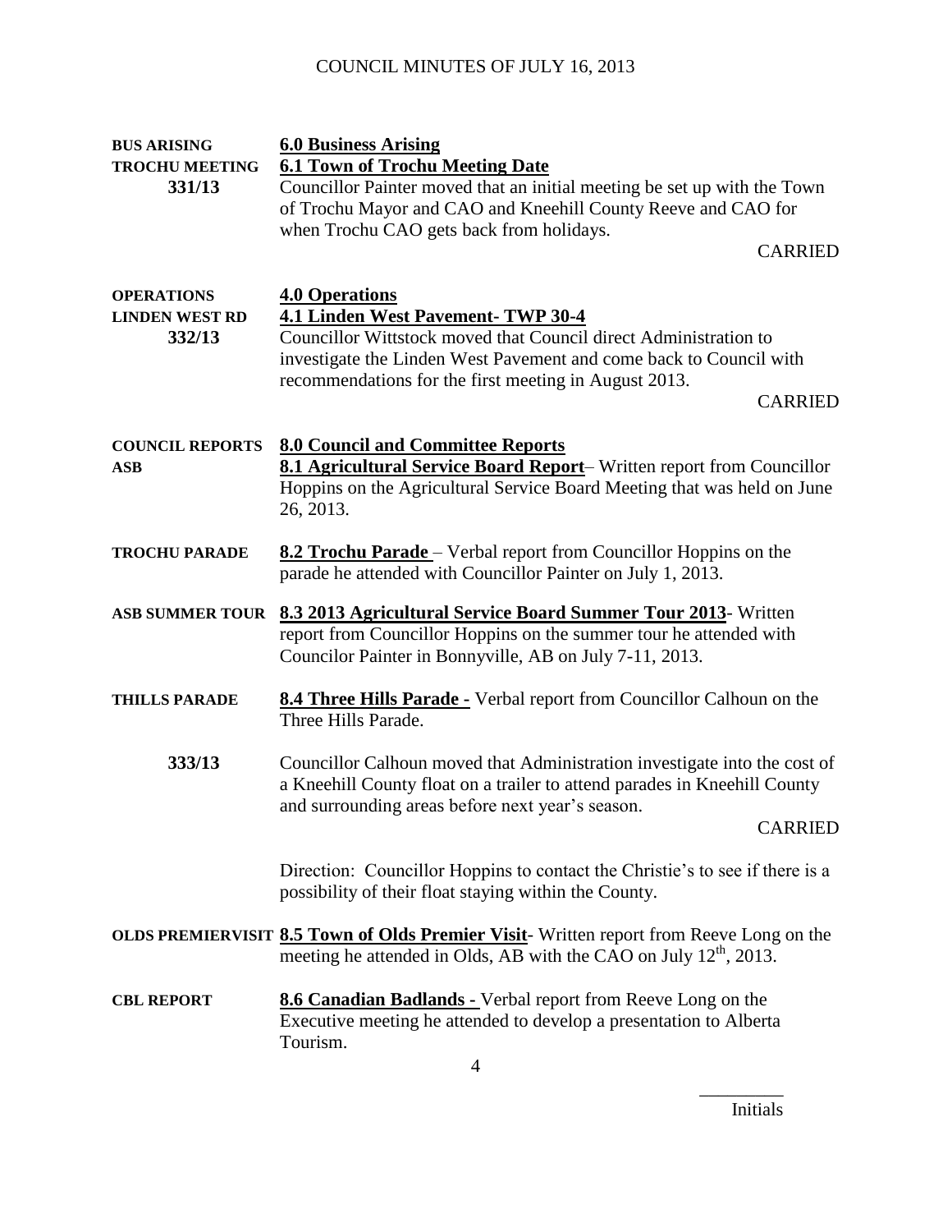| | |
|---|---|
| **BUS ARISING** | **6.0 Business Arising** |
| **TROCHU MEETING** | **6.1 Town of Trochu Meeting Date** |
| **331/13** | Councillor Painter moved that an initial meeting be set up with the Town of Trochu Mayor and CAO and Kneehill County Reeve and CAO for when Trochu CAO gets back from holidays. CARRIED |
| **OPERATIONS** | **4.0 Operations** |
| **LINDEN WEST RD** | **4.1 Linden West Pavement- TWP 30-4** |
| **332/13** | Councillor Wittstock moved that Council direct Administration to investigate the Linden West Pavement and come back to Council with recommendations for the first meeting in August 2013. CARRIED |
| **COUNCIL REPORTS** | **8.0 Council and Committee Reports** |
| **ASB** | **8.1 Agricultural Service Board Report**– Written report from Councillor Hoppins on the Agricultural Service Board Meeting that was held on June 26, 2013. |
| **TROCHU PARADE** | **8.2 Trochu Parade** – Verbal report from Councillor Hoppins on the parade he attended with Councillor Painter on July 1, 2013. |
| **ASB SUMMER TOUR** | **8.3 2013 Agricultural Service Board Summer Tour 2013**- Written report from Councillor Hoppins on the summer tour he attended with Councilor Painter in Bonnyville, AB on July 7-11, 2013. |
| **THILLS PARADE** | **8.4 Three Hills Parade -** Verbal report from Councillor Calhoun on the Three Hills Parade. |
| **333/13** | Councillor Calhoun moved that Administration investigate into the cost of a Kneehill County float on a trailer to attend parades in Kneehill County and surrounding areas before next year's season. CARRIED |
| | Direction: Councillor Hoppins to contact the Christie's to see if there is a possibility of their float staying within the County. |
| **OLDS PREMIERVISIT** | **8.5 Town of Olds Premier Visit**- Written report from Reeve Long on the meeting he attended in Olds, AB with the CAO on July 12th, 2013. |
| **CBL REPORT** | **8.6 Canadian Badlands -** Verbal report from Reeve Long on the Executive meeting he attended to develop a presentation to Alberta Tourism. |

_________ Initials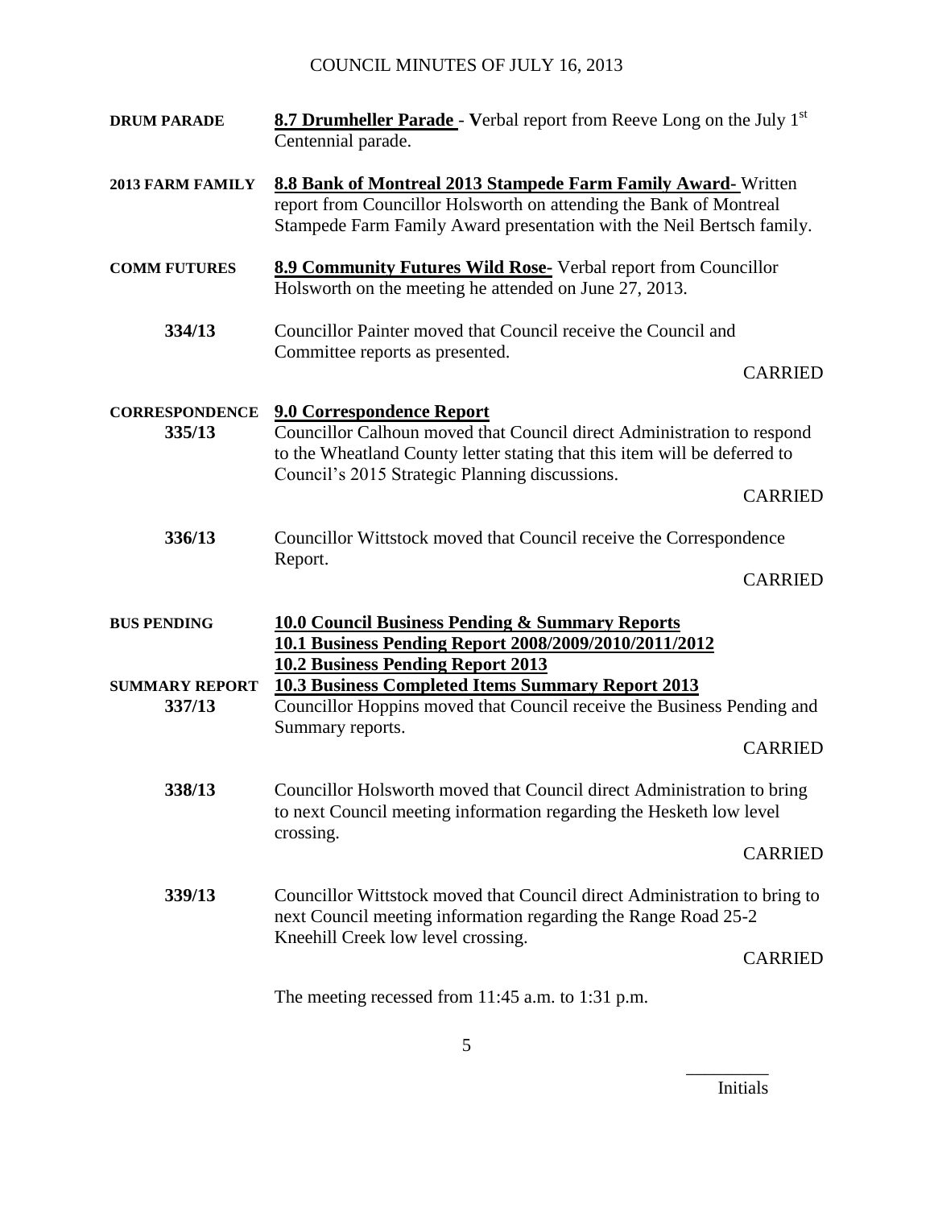# COUNCIL MINUTES OF JULY 16, 2013

**DRUM PARADE** — **8.7 Drumheller Parade** - Verbal report from Reeve Long on the July 1st Centennial parade.

**2013 FARM FAMILY** — **8.8 Bank of Montreal 2013 Stampede Farm Family Award-** Written report from Councillor Holsworth on attending the Bank of Montreal Stampede Farm Family Award presentation with the Neil Bertsch family.

**COMM FUTURES** — **8.9 Community Futures Wild Rose-** Verbal report from Councillor Holsworth on the meeting he attended on June 27, 2013.

**334/13** — Councillor Painter moved that Council receive the Council and Committee reports as presented.

CARRIED

**CORRESPONDENCE** — **9.0 Correspondence Report**

**335/13** — Councillor Calhoun moved that Council direct Administration to respond to the Wheatland County letter stating that this item will be deferred to Council's 2015 Strategic Planning discussions.

CARRIED

**336/13** — Councillor Wittstock moved that Council receive the Correspondence Report.

CARRIED

**BUS PENDING** — **10.0 Council Business Pending & Summary Reports**
**10.1 Business Pending Report 2008/2009/2010/2011/2012**
**10.2 Business Pending Report 2013**

**SUMMARY REPORT** — **10.3 Business Completed Items Summary Report 2013**

**337/13** — Councillor Hoppins moved that Council receive the Business Pending and Summary reports.

CARRIED

**338/13** — Councillor Holsworth moved that Council direct Administration to bring to next Council meeting information regarding the Hesketh low level crossing.

CARRIED

**339/13** — Councillor Wittstock moved that Council direct Administration to bring to next Council meeting information regarding the Range Road 25-2 Kneehill Creek low level crossing.

CARRIED

The meeting recessed from 11:45 a.m. to 1:31 p.m.

_________
Initials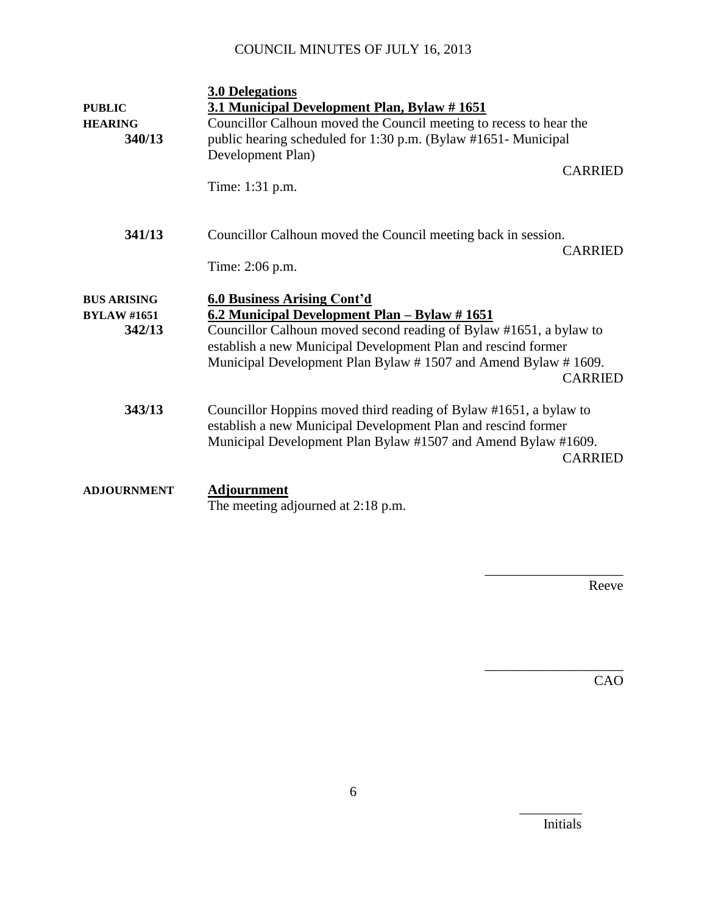**3.0 Delegations**

**PUBLIC HEARING 340/13**

**3.1 Municipal Development Plan, Bylaw # 1651**

Councillor Calhoun moved the Council meeting to recess to hear the public hearing scheduled for 1:30 p.m. (Bylaw #1651- Municipal Development Plan)

CARRIED

Time: 1:31 p.m.

**341/13**

Councillor Calhoun moved the Council meeting back in session.

CARRIED

Time: 2:06 p.m.

**BUS ARISING**

**6.0 Business Arising Cont'd**

**BYLAW #1651 342/13**

**6.2 Municipal Development Plan – Bylaw # 1651**

Councillor Calhoun moved second reading of Bylaw #1651, a bylaw to establish a new Municipal Development Plan and rescind former Municipal Development Plan Bylaw # 1507 and Amend Bylaw # 1609.

CARRIED

**343/13**

Councillor Hoppins moved third reading of Bylaw #1651, a bylaw to establish a new Municipal Development Plan and rescind former Municipal Development Plan Bylaw #1507 and Amend Bylaw #1609.

CARRIED

**ADJOURNMENT**

**Adjournment**

The meeting adjourned at 2:18 p.m.

\_\_\_\_\_\_\_\_\_\_\_\_\_\_\_\_\_\_\_\_
Reeve

\_\_\_\_\_\_\_\_\_\_\_\_\_\_\_\_\_\_\_\_
CAO

\_\_\_\_\_\_\_\_\_
Initials